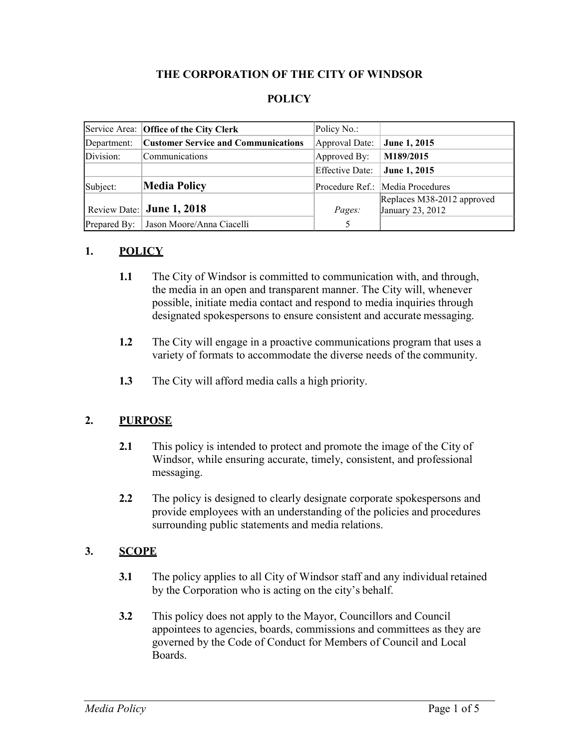**THE CORPORATION OF THE CITY OF WINDSOR**

**POLICY**

| Service Area: | **Office of the City Clerk** | Policy No.: | |
|---|---|---|---|
| Department: | **Customer Service and Communications** | Approval Date: | **June 1, 2015** |
| Division: | Communications | Approved By: | **M189/2015** |
| | | Effective Date: | **June 1, 2015** |
| Subject: | **Media Policy** | Procedure Ref.: | Media Procedures |
| Review Date: | **June 1, 2018** | *Pages:* | Replaces M38-2012 approved January 23, 2012 |
| Prepared By: | Jason Moore/Anna Ciacelli | 5 | |

## 1. POLICY

**1.1** The City of Windsor is committed to communication with, and through, the media in an open and transparent manner. The City will, whenever possible, initiate media contact and respond to media inquiries through designated spokespersons to ensure consistent and accurate messaging.

**1.2** The City will engage in a proactive communications program that uses a variety of formats to accommodate the diverse needs of the community.

**1.3** The City will afford media calls a high priority.

## 2. PURPOSE

**2.1** This policy is intended to protect and promote the image of the City of Windsor, while ensuring accurate, timely, consistent, and professional messaging.

**2.2** The policy is designed to clearly designate corporate spokespersons and provide employees with an understanding of the policies and procedures surrounding public statements and media relations.

## 3. SCOPE

**3.1** The policy applies to all City of Windsor staff and any individual retained by the Corporation who is acting on the city's behalf.

**3.2** This policy does not apply to the Mayor, Councillors and Council appointees to agencies, boards, commissions and committees as they are governed by the Code of Conduct for Members of Council and Local Boards.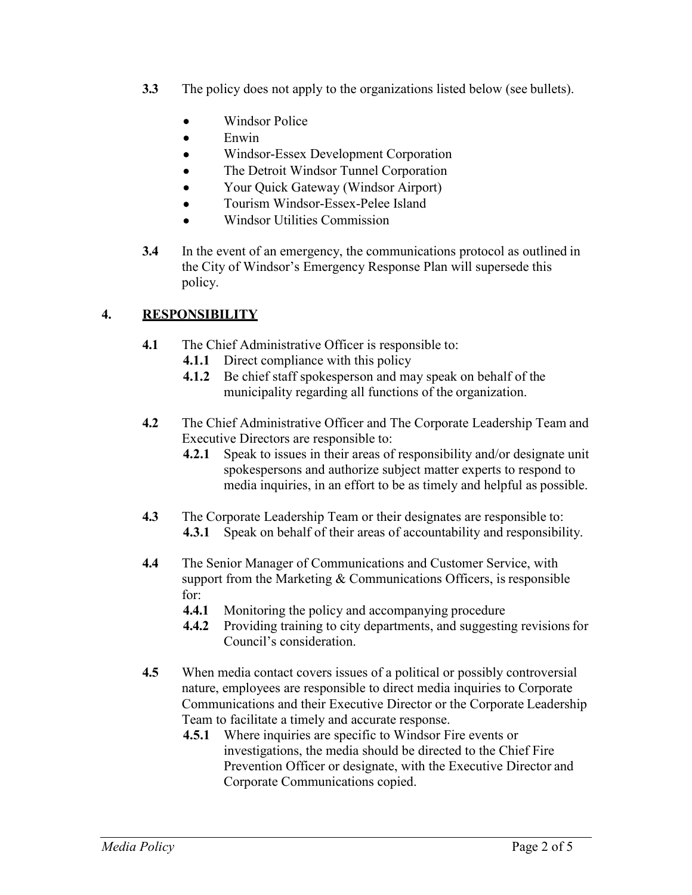**3.3** The policy does not apply to the organizations listed below (see bullets).

- Windsor Police
- Enwin
- Windsor-Essex Development Corporation
- The Detroit Windsor Tunnel Corporation
- Your Quick Gateway (Windsor Airport)
- Tourism Windsor-Essex-Pelee Island
- Windsor Utilities Commission

**3.4** In the event of an emergency, the communications protocol as outlined in the City of Windsor's Emergency Response Plan will supersede this policy.

## 4. RESPONSIBILITY

**4.1** The Chief Administrative Officer is responsible to:

**4.1.1** Direct compliance with this policy

**4.1.2** Be chief staff spokesperson and may speak on behalf of the municipality regarding all functions of the organization.

**4.2** The Chief Administrative Officer and The Corporate Leadership Team and Executive Directors are responsible to:

**4.2.1** Speak to issues in their areas of responsibility and/or designate unit spokespersons and authorize subject matter experts to respond to media inquiries, in an effort to be as timely and helpful as possible.

**4.3** The Corporate Leadership Team or their designates are responsible to:

**4.3.1** Speak on behalf of their areas of accountability and responsibility.

**4.4** The Senior Manager of Communications and Customer Service, with support from the Marketing & Communications Officers, is responsible for:

**4.4.1** Monitoring the policy and accompanying procedure

**4.4.2** Providing training to city departments, and suggesting revisions for Council's consideration.

**4.5** When media contact covers issues of a political or possibly controversial nature, employees are responsible to direct media inquiries to Corporate Communications and their Executive Director or the Corporate Leadership Team to facilitate a timely and accurate response.

**4.5.1** Where inquiries are specific to Windsor Fire events or investigations, the media should be directed to the Chief Fire Prevention Officer or designate, with the Executive Director and Corporate Communications copied.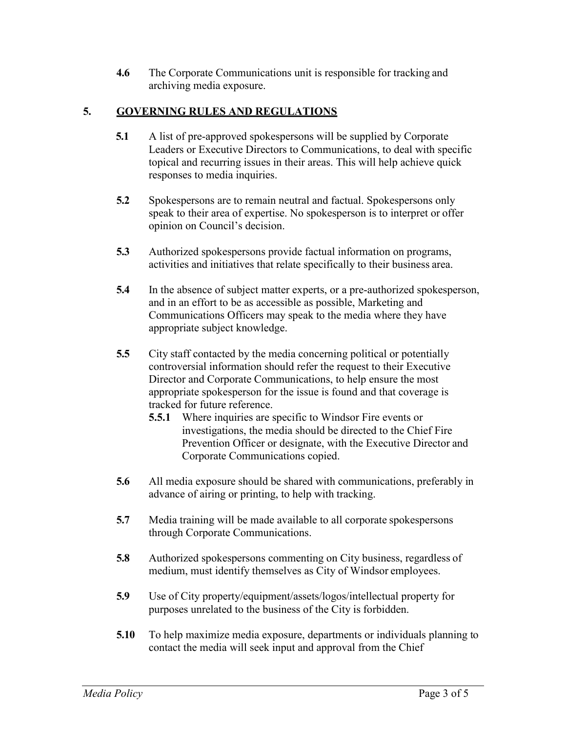**4.6** The Corporate Communications unit is responsible for tracking and archiving media exposure.

## 5. GOVERNING RULES AND REGULATIONS

**5.1** A list of pre-approved spokespersons will be supplied by Corporate Leaders or Executive Directors to Communications, to deal with specific topical and recurring issues in their areas. This will help achieve quick responses to media inquiries.

**5.2** Spokespersons are to remain neutral and factual. Spokespersons only speak to their area of expertise. No spokesperson is to interpret or offer opinion on Council's decision.

**5.3** Authorized spokespersons provide factual information on programs, activities and initiatives that relate specifically to their business area.

**5.4** In the absence of subject matter experts, or a pre-authorized spokesperson, and in an effort to be as accessible as possible, Marketing and Communications Officers may speak to the media where they have appropriate subject knowledge.

**5.5** City staff contacted by the media concerning political or potentially controversial information should refer the request to their Executive Director and Corporate Communications, to help ensure the most appropriate spokesperson for the issue is found and that coverage is tracked for future reference.

**5.5.1** Where inquiries are specific to Windsor Fire events or investigations, the media should be directed to the Chief Fire Prevention Officer or designate, with the Executive Director and Corporate Communications copied.

**5.6** All media exposure should be shared with communications, preferably in advance of airing or printing, to help with tracking.

**5.7** Media training will be made available to all corporate spokespersons through Corporate Communications.

**5.8** Authorized spokespersons commenting on City business, regardless of medium, must identify themselves as City of Windsor employees.

**5.9** Use of City property/equipment/assets/logos/intellectual property for purposes unrelated to the business of the City is forbidden.

**5.10** To help maximize media exposure, departments or individuals planning to contact the media will seek input and approval from the Chief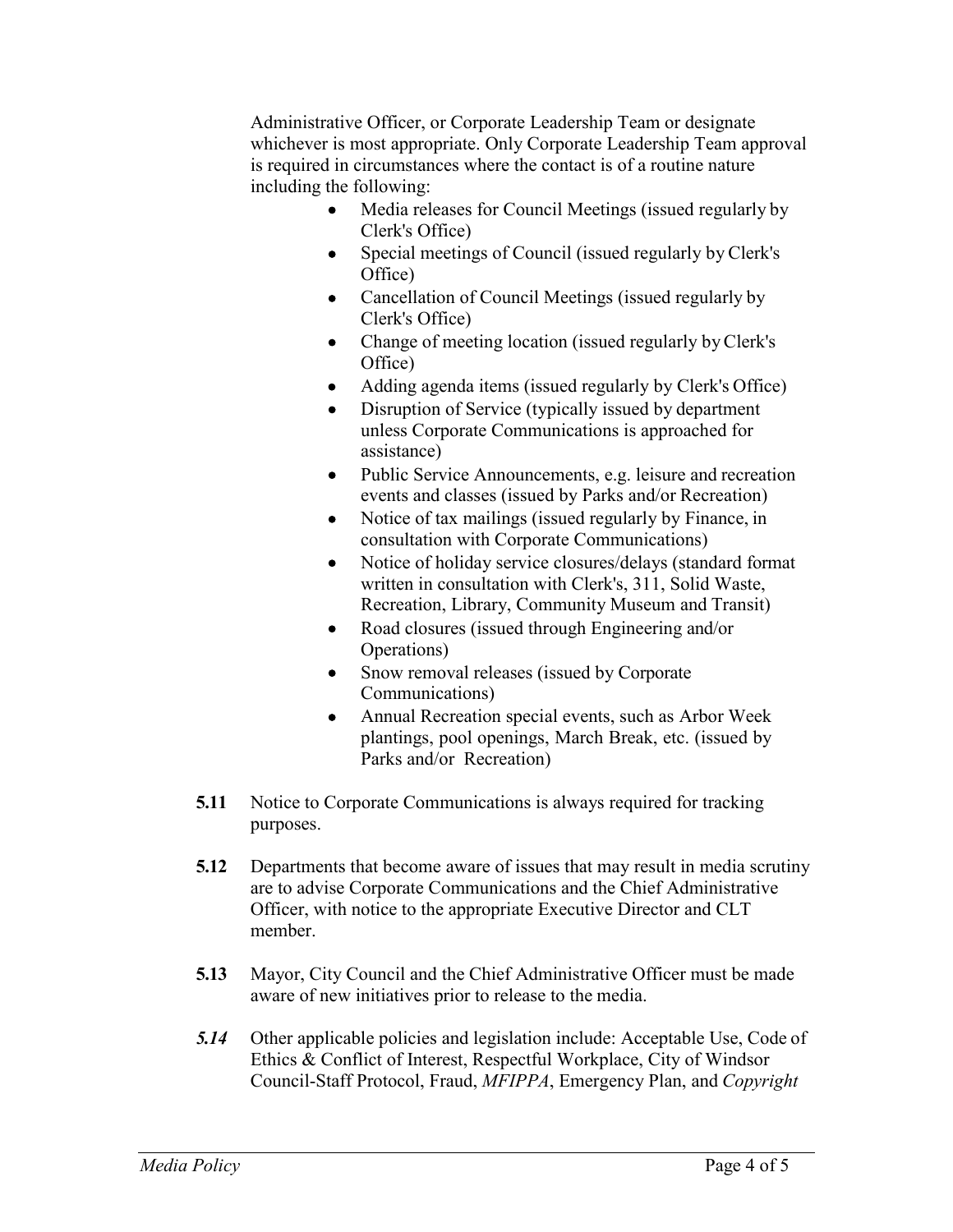Administrative Officer, or Corporate Leadership Team or designate whichever is most appropriate. Only Corporate Leadership Team approval is required in circumstances where the contact is of a routine nature including the following:

- Media releases for Council Meetings (issued regularly by Clerk's Office)
- Special meetings of Council (issued regularly by Clerk's Office)
- Cancellation of Council Meetings (issued regularly by Clerk's Office)
- Change of meeting location (issued regularly by Clerk's Office)
- Adding agenda items (issued regularly by Clerk's Office)
- Disruption of Service (typically issued by department unless Corporate Communications is approached for assistance)
- Public Service Announcements, e.g. leisure and recreation events and classes (issued by Parks and/or Recreation)
- Notice of tax mailings (issued regularly by Finance, in consultation with Corporate Communications)
- Notice of holiday service closures/delays (standard format written in consultation with Clerk's, 311, Solid Waste, Recreation, Library, Community Museum and Transit)
- Road closures (issued through Engineering and/or Operations)
- Snow removal releases (issued by Corporate Communications)
- Annual Recreation special events, such as Arbor Week plantings, pool openings, March Break, etc. (issued by Parks and/or Recreation)

**5.11** Notice to Corporate Communications is always required for tracking purposes.

**5.12** Departments that become aware of issues that may result in media scrutiny are to advise Corporate Communications and the Chief Administrative Officer, with notice to the appropriate Executive Director and CLT member.

**5.13** Mayor, City Council and the Chief Administrative Officer must be made aware of new initiatives prior to release to the media.

***5.14*** Other applicable policies and legislation include: Acceptable Use, Code of Ethics & Conflict of Interest, Respectful Workplace, City of Windsor Council-Staff Protocol, Fraud, *MFIPPA*, Emergency Plan, and *Copyright*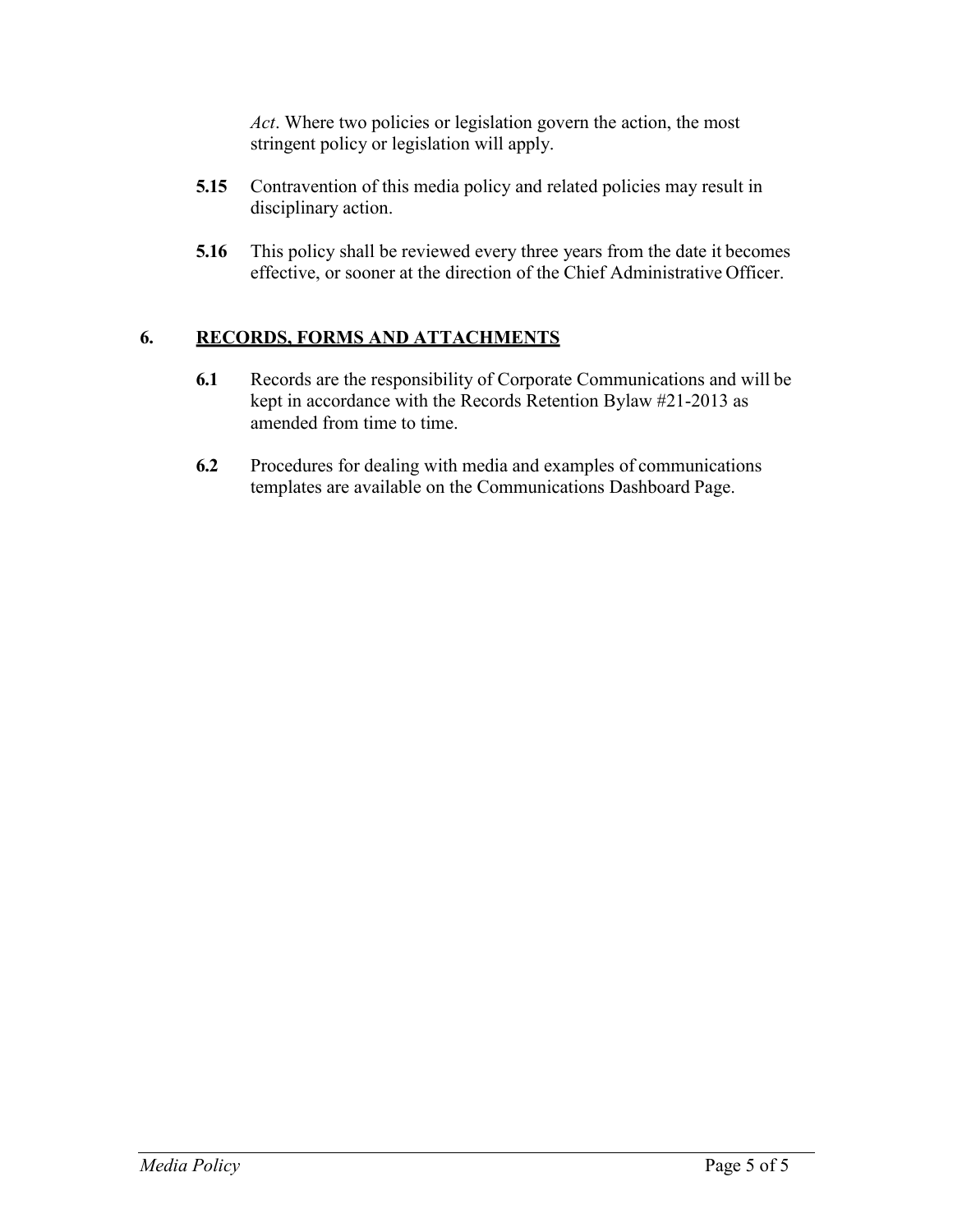*Act*. Where two policies or legislation govern the action, the most stringent policy or legislation will apply.

**5.15** Contravention of this media policy and related policies may result in disciplinary action.

**5.16** This policy shall be reviewed every three years from the date it becomes effective, or sooner at the direction of the Chief Administrative Officer.

## 6. RECORDS, FORMS AND ATTACHMENTS

**6.1** Records are the responsibility of Corporate Communications and will be kept in accordance with the Records Retention Bylaw #21-2013 as amended from time to time.

**6.2** Procedures for dealing with media and examples of communications templates are available on the Communications Dashboard Page.